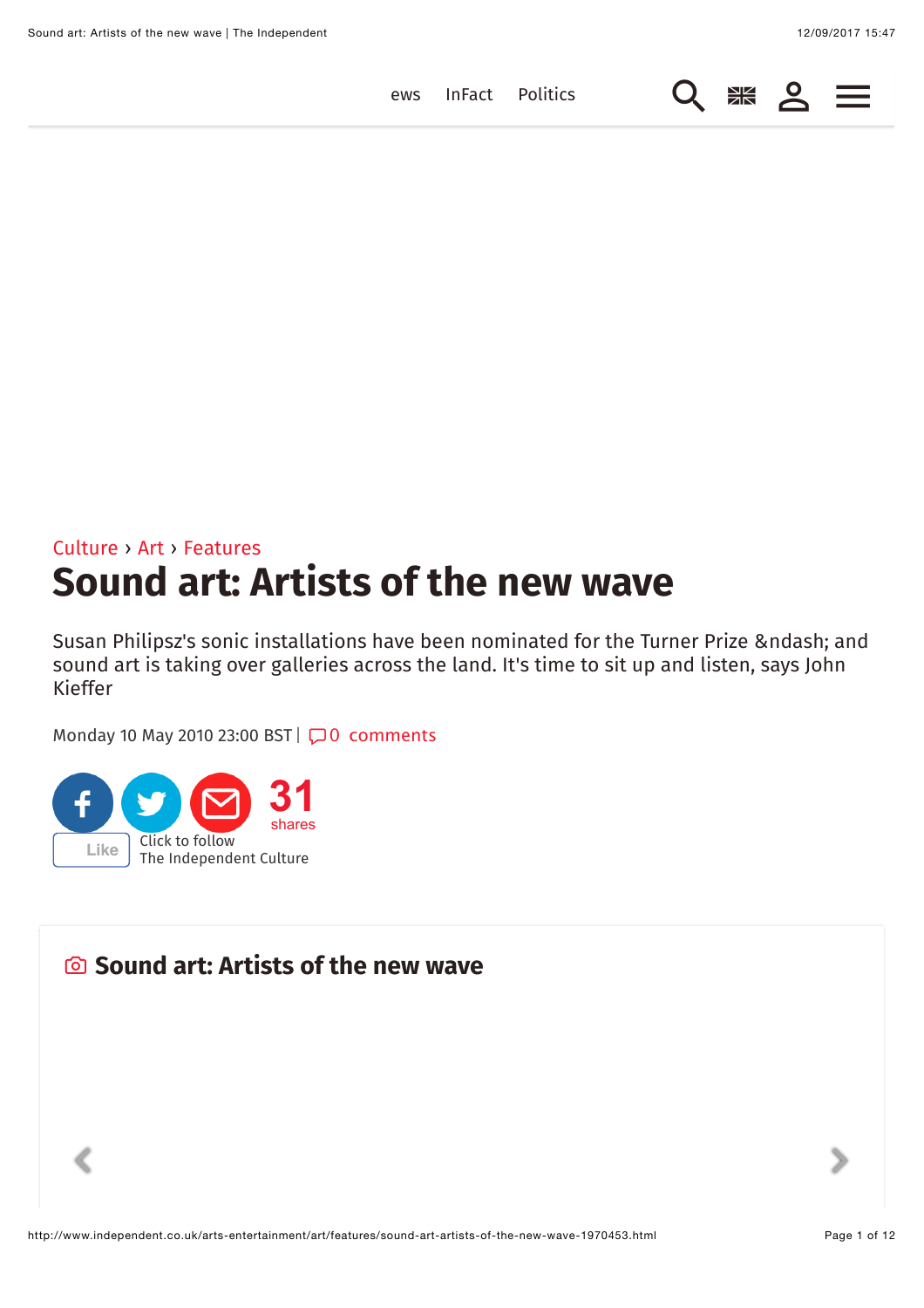Culture › Art › Features

# Sound art: Artists of the new wave

Susan Philipsz's sonic installations have been nominated for the Turner Prize &ndash; and sound art is taking over galleries across the land. It's time to sit up and listen, says John Kieffer

Monday 10 May 2010 23:00 BST | 0 comments

31 shares

Click to follow
The Independent Culture

## Sound art: Artists of the new wave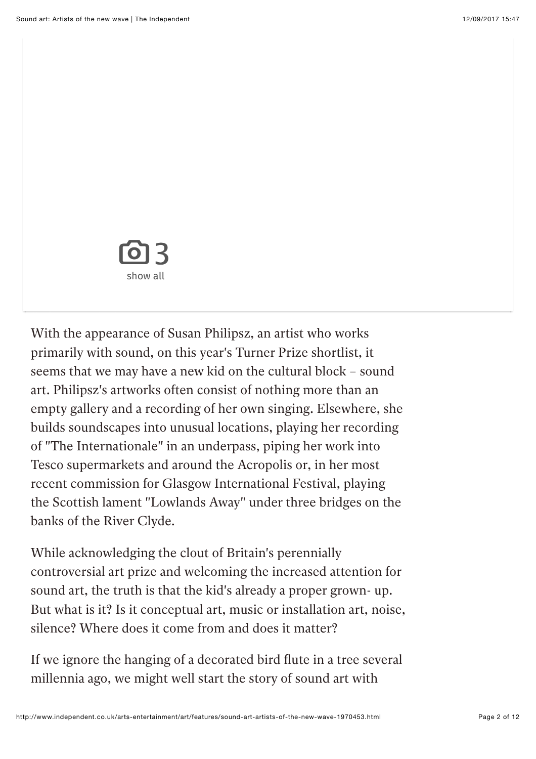With the appearance of Susan Philipsz, an artist who works primarily with sound, on this year's Turner Prize shortlist, it seems that we may have a new kid on the cultural block – sound art. Philipsz's artworks often consist of nothing more than an empty gallery and a recording of her own singing. Elsewhere, she builds soundscapes into unusual locations, playing her recording of "The Internationale" in an underpass, piping her work into Tesco supermarkets and around the Acropolis or, in her most recent commission for Glasgow International Festival, playing the Scottish lament "Lowlands Away" under three bridges on the banks of the River Clyde.

While acknowledging the clout of Britain's perennially controversial art prize and welcoming the increased attention for sound art, the truth is that the kid's already a proper grown- up. But what is it? Is it conceptual art, music or installation art, noise, silence? Where does it come from and does it matter?

If we ignore the hanging of a decorated bird flute in a tree several millennia ago, we might well start the story of sound art with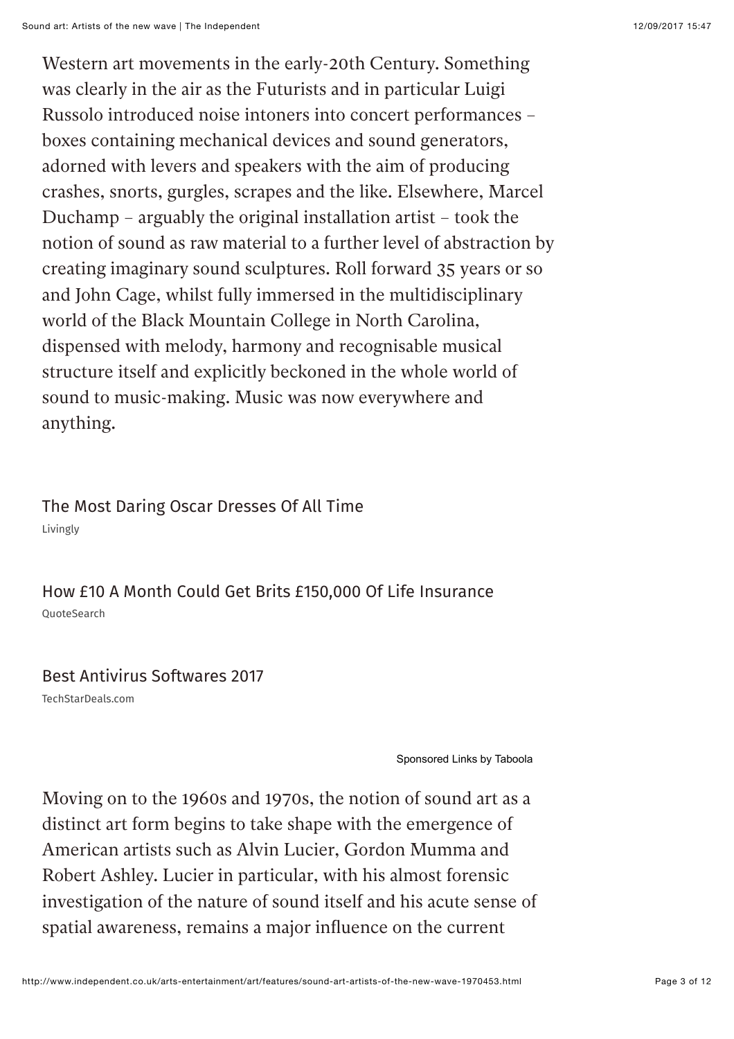Western art movements in the early-20th Century. Something was clearly in the air as the Futurists and in particular Luigi Russolo introduced noise intoners into concert performances – boxes containing mechanical devices and sound generators, adorned with levers and speakers with the aim of producing crashes, snorts, gurgles, scrapes and the like. Elsewhere, Marcel Duchamp – arguably the original installation artist – took the notion of sound as raw material to a further level of abstraction by creating imaginary sound sculptures. Roll forward 35 years or so and John Cage, whilst fully immersed in the multidisciplinary world of the Black Mountain College in North Carolina, dispensed with melody, harmony and recognisable musical structure itself and explicitly beckoned in the whole world of sound to music-making. Music was now everywhere and anything.

The Most Daring Oscar Dresses Of All Time
Livingly

How £10 A Month Could Get Brits £150,000 Of Life Insurance
QuoteSearch

Best Antivirus Softwares 2017
TechStarDeals.com

Sponsored Links by Taboola

Moving on to the 1960s and 1970s, the notion of sound art as a distinct art form begins to take shape with the emergence of American artists such as Alvin Lucier, Gordon Mumma and Robert Ashley. Lucier in particular, with his almost forensic investigation of the nature of sound itself and his acute sense of spatial awareness, remains a major influence on the current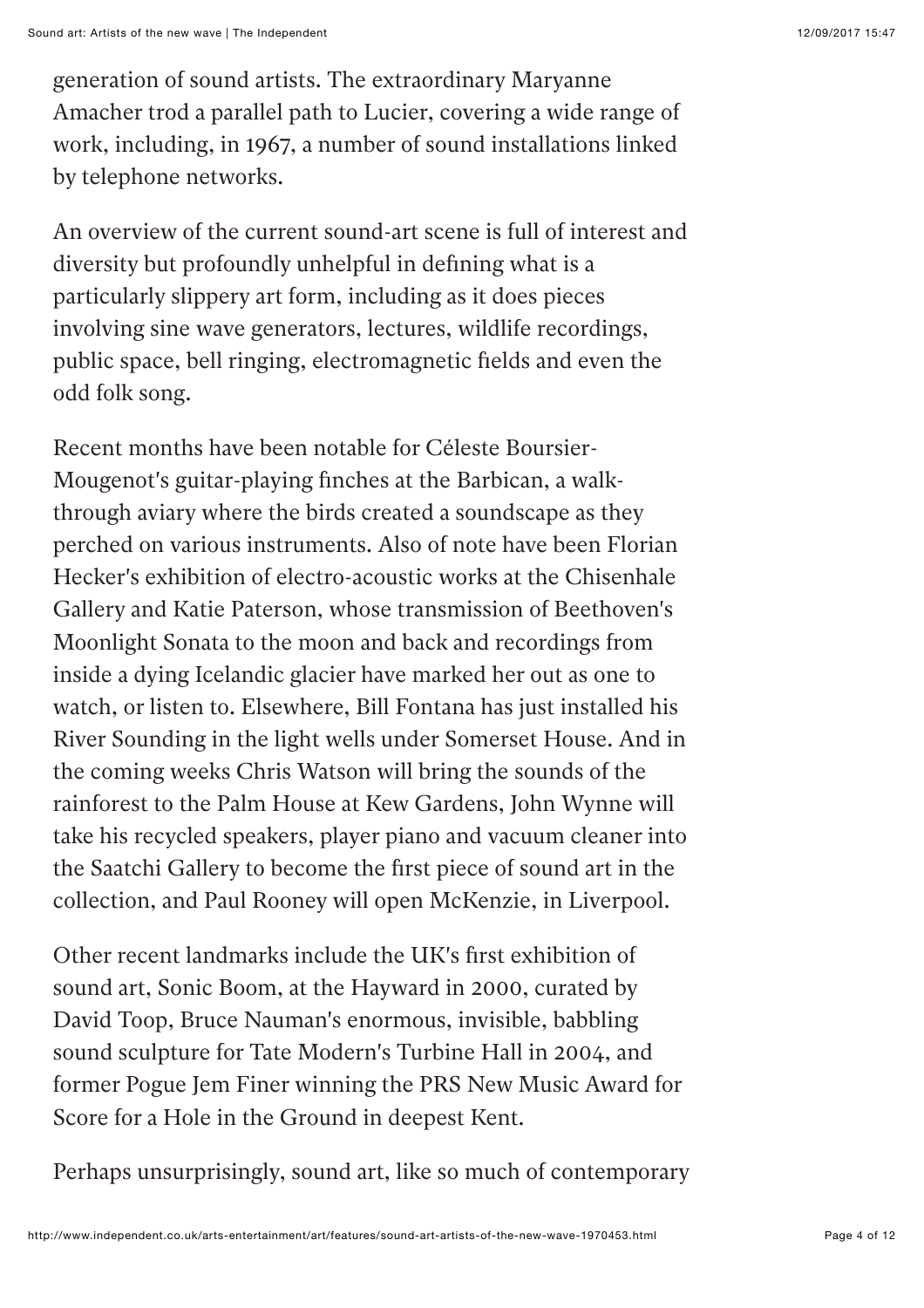generation of sound artists. The extraordinary Maryanne Amacher trod a parallel path to Lucier, covering a wide range of work, including, in 1967, a number of sound installations linked by telephone networks.

An overview of the current sound-art scene is full of interest and diversity but profoundly unhelpful in defining what is a particularly slippery art form, including as it does pieces involving sine wave generators, lectures, wildlife recordings, public space, bell ringing, electromagnetic fields and even the odd folk song.

Recent months have been notable for Céleste Boursier-Mougenot's guitar-playing finches at the Barbican, a walk-through aviary where the birds created a soundscape as they perched on various instruments. Also of note have been Florian Hecker's exhibition of electro-acoustic works at the Chisenhale Gallery and Katie Paterson, whose transmission of Beethoven's Moonlight Sonata to the moon and back and recordings from inside a dying Icelandic glacier have marked her out as one to watch, or listen to. Elsewhere, Bill Fontana has just installed his River Sounding in the light wells under Somerset House. And in the coming weeks Chris Watson will bring the sounds of the rainforest to the Palm House at Kew Gardens, John Wynne will take his recycled speakers, player piano and vacuum cleaner into the Saatchi Gallery to become the first piece of sound art in the collection, and Paul Rooney will open McKenzie, in Liverpool.

Other recent landmarks include the UK's first exhibition of sound art, Sonic Boom, at the Hayward in 2000, curated by David Toop, Bruce Nauman's enormous, invisible, babbling sound sculpture for Tate Modern's Turbine Hall in 2004, and former Pogue Jem Finer winning the PRS New Music Award for Score for a Hole in the Ground in deepest Kent.

Perhaps unsurprisingly, sound art, like so much of contemporary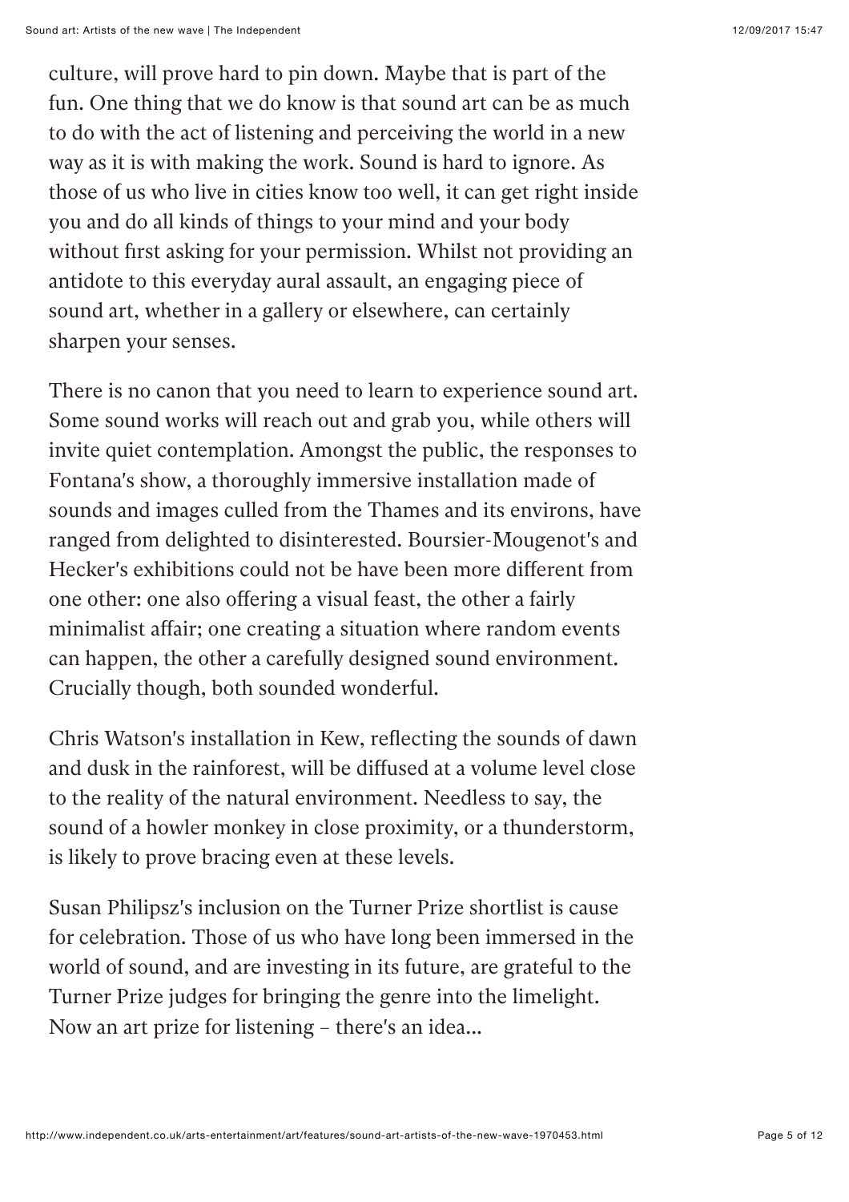culture, will prove hard to pin down. Maybe that is part of the fun. One thing that we do know is that sound art can be as much to do with the act of listening and perceiving the world in a new way as it is with making the work. Sound is hard to ignore. As those of us who live in cities know too well, it can get right inside you and do all kinds of things to your mind and your body without first asking for your permission. Whilst not providing an antidote to this everyday aural assault, an engaging piece of sound art, whether in a gallery or elsewhere, can certainly sharpen your senses.

There is no canon that you need to learn to experience sound art. Some sound works will reach out and grab you, while others will invite quiet contemplation. Amongst the public, the responses to Fontana's show, a thoroughly immersive installation made of sounds and images culled from the Thames and its environs, have ranged from delighted to disinterested. Boursier-Mougenot's and Hecker's exhibitions could not be have been more different from one other: one also offering a visual feast, the other a fairly minimalist affair; one creating a situation where random events can happen, the other a carefully designed sound environment. Crucially though, both sounded wonderful.

Chris Watson's installation in Kew, reflecting the sounds of dawn and dusk in the rainforest, will be diffused at a volume level close to the reality of the natural environment. Needless to say, the sound of a howler monkey in close proximity, or a thunderstorm, is likely to prove bracing even at these levels.

Susan Philipsz's inclusion on the Turner Prize shortlist is cause for celebration. Those of us who have long been immersed in the world of sound, and are investing in its future, are grateful to the Turner Prize judges for bringing the genre into the limelight. Now an art prize for listening – there's an idea...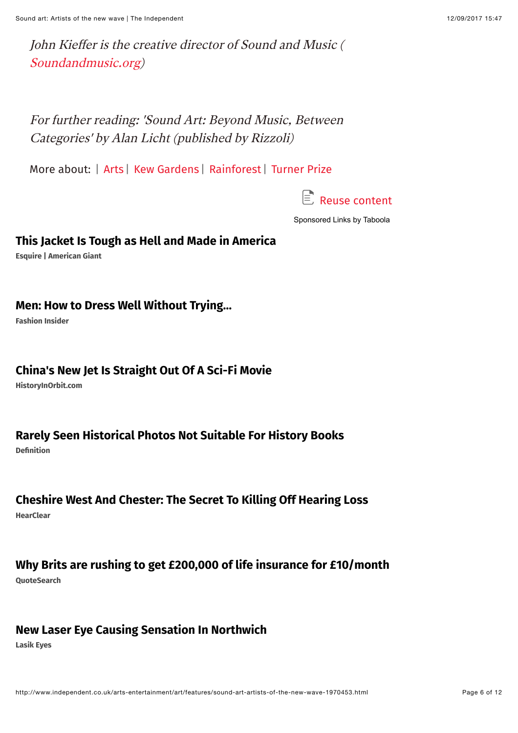*John Kieffer is the creative director of Sound and Music (Soundandmusic.org)*

*For further reading: 'Sound Art: Beyond Music, Between Categories' by Alan Licht (published by Rizzoli)*

More about: | Arts | Kew Gardens | Rainforest | Turner Prize

Reuse content

Sponsored Links by Taboola

**This Jacket Is Tough as Hell and Made in America**

**Esquire | American Giant**

**Men: How to Dress Well Without Trying...**

**Fashion Insider**

**China's New Jet Is Straight Out Of A Sci-Fi Movie**

**HistoryInOrbit.com**

**Rarely Seen Historical Photos Not Suitable For History Books**

**Definition**

**Cheshire West And Chester: The Secret To Killing Off Hearing Loss**

**HearClear**

**Why Brits are rushing to get £200,000 of life insurance for £10/month**

**QuoteSearch**

**New Laser Eye Causing Sensation In Northwich**

**Lasik Eyes**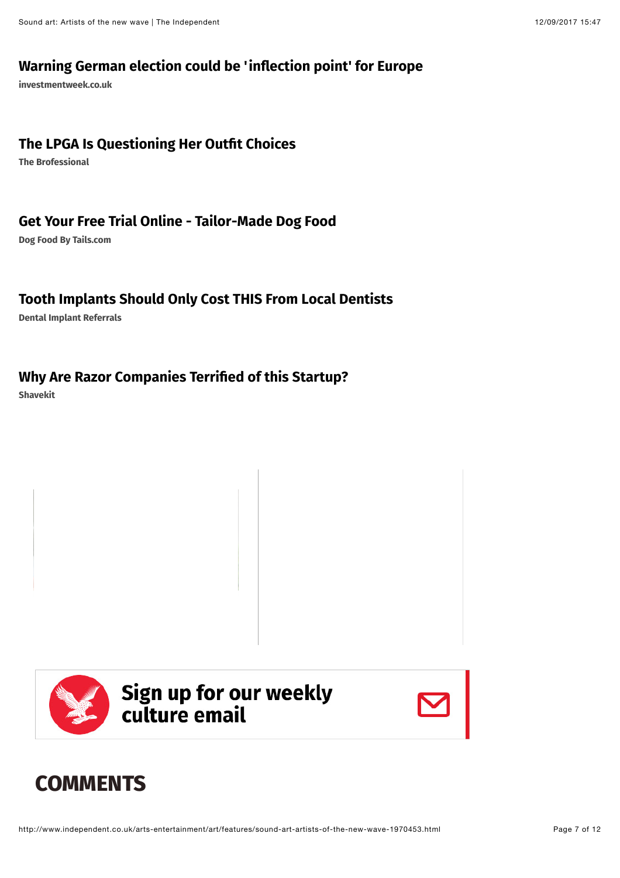## Warning German election could be 'inflection point' for Europe

**investmentweek.co.uk**

## The LPGA Is Questioning Her Outfit Choices

**The Brofessional**

## Get Your Free Trial Online - Tailor-Made Dog Food

**Dog Food By Tails.com**

## Tooth Implants Should Only Cost THIS From Local Dentists

**Dental Implant Referrals**

## Why Are Razor Companies Terrified of this Startup?

**Shavekit**

**Sign up for our weekly culture email**

# COMMENTS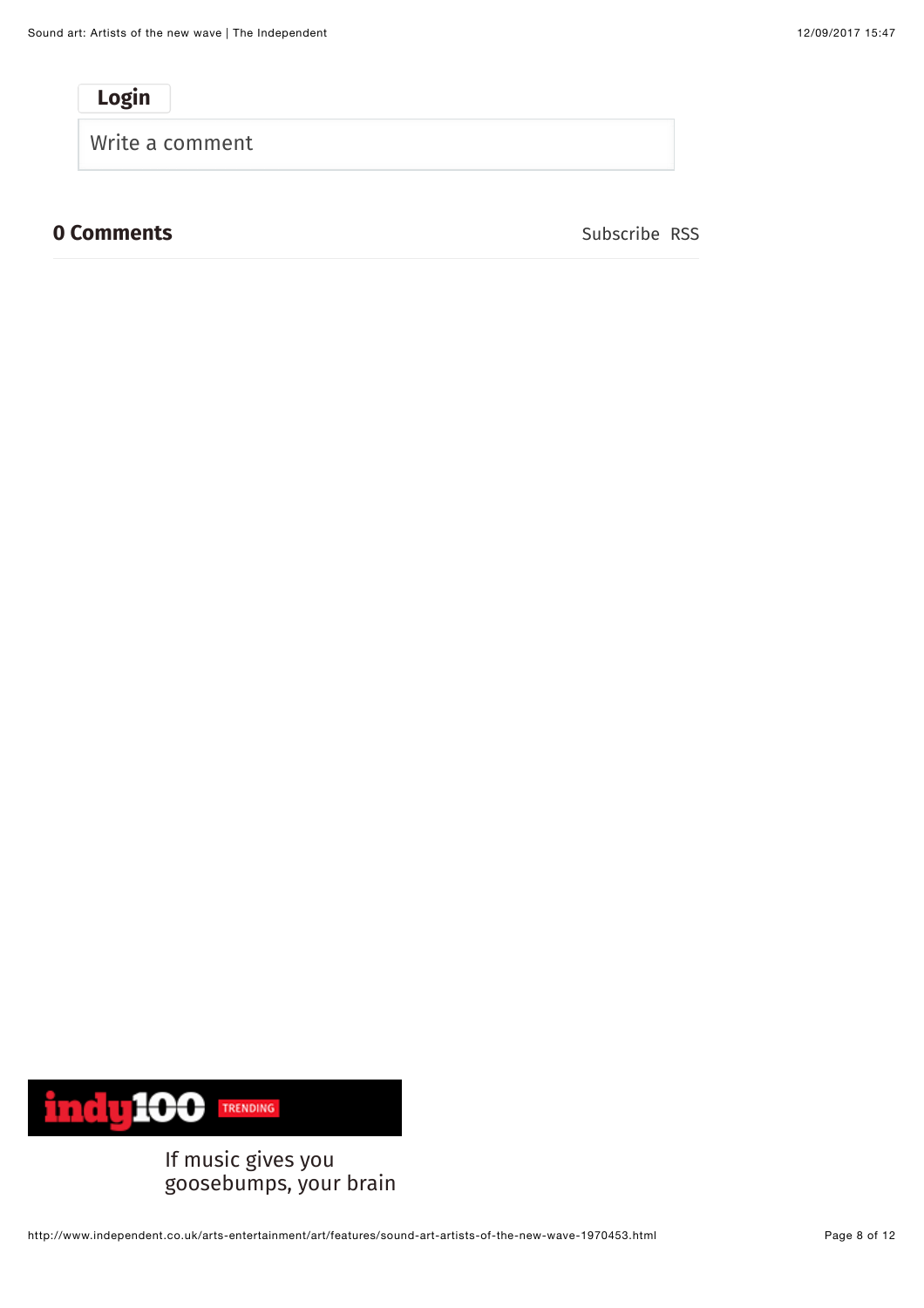Login

Write a comment

**0 Comments**

Subscribe RSS

indy100 TRENDING

If music gives you goosebumps, your brain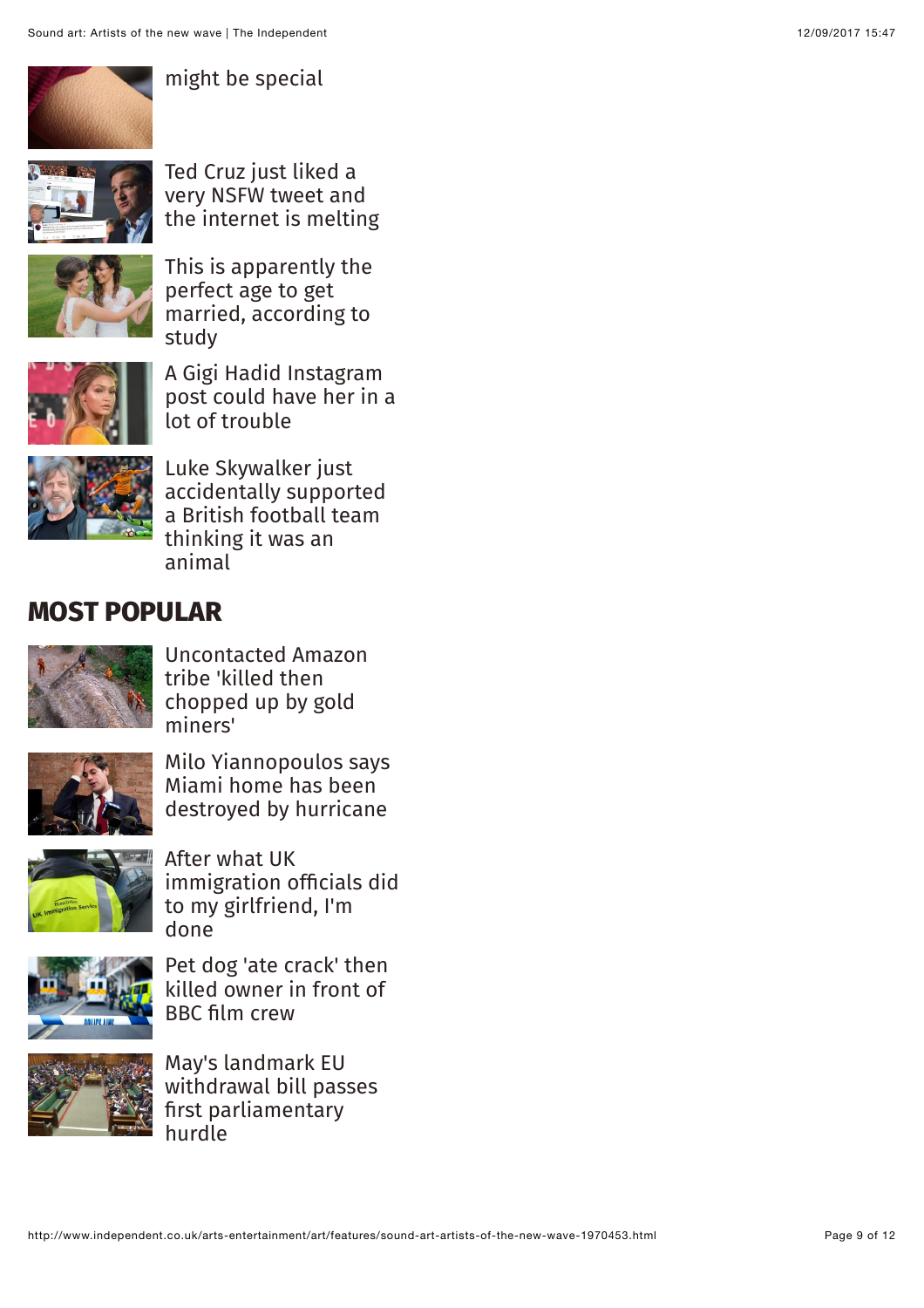might be special

Ted Cruz just liked a very NSFW tweet and the internet is melting

This is apparently the perfect age to get married, according to study

A Gigi Hadid Instagram post could have her in a lot of trouble

Luke Skywalker just accidentally supported a British football team thinking it was an animal

## MOST POPULAR

Uncontacted Amazon tribe 'killed then chopped up by gold miners'

Milo Yiannopoulos says Miami home has been destroyed by hurricane

After what UK immigration officials did to my girlfriend, I'm done

Pet dog 'ate crack' then killed owner in front of BBC film crew

May's landmark EU withdrawal bill passes first parliamentary hurdle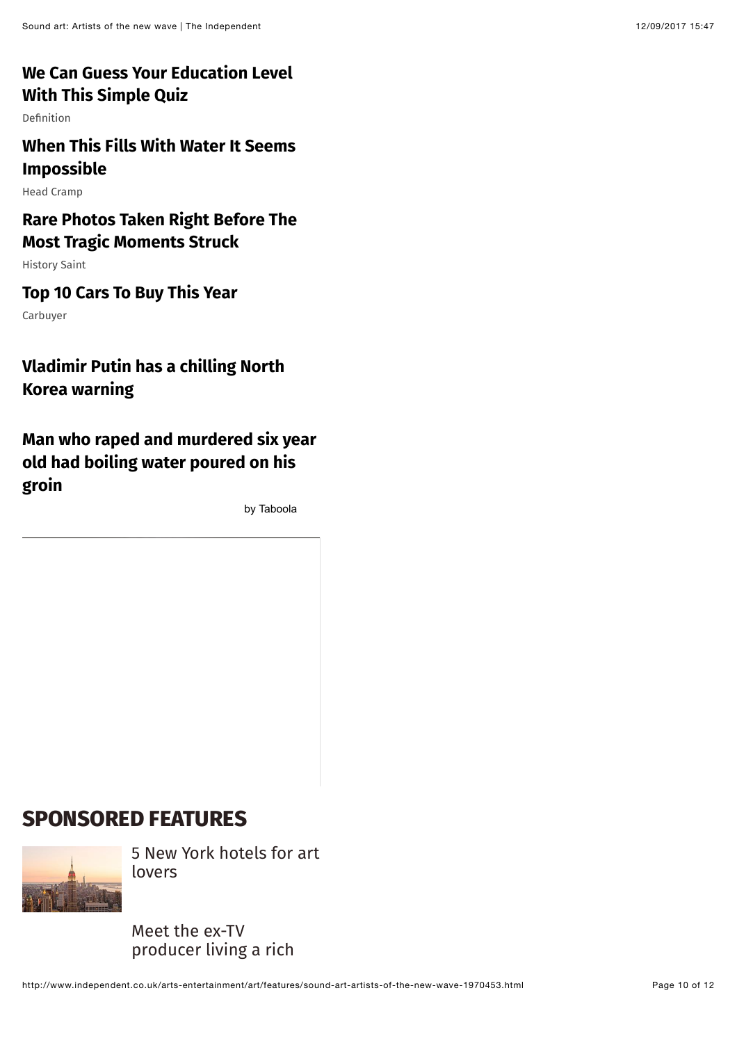## We Can Guess Your Education Level With This Simple Quiz

Definition

## When This Fills With Water It Seems Impossible

Head Cramp

## Rare Photos Taken Right Before The Most Tragic Moments Struck

History Saint

## Top 10 Cars To Buy This Year

Carbuyer

## Vladimir Putin has a chilling North Korea warning

## Man who raped and murdered six year old had boiling water poured on his groin

by Taboola

# SPONSORED FEATURES

5 New York hotels for art lovers

Meet the ex-TV producer living a rich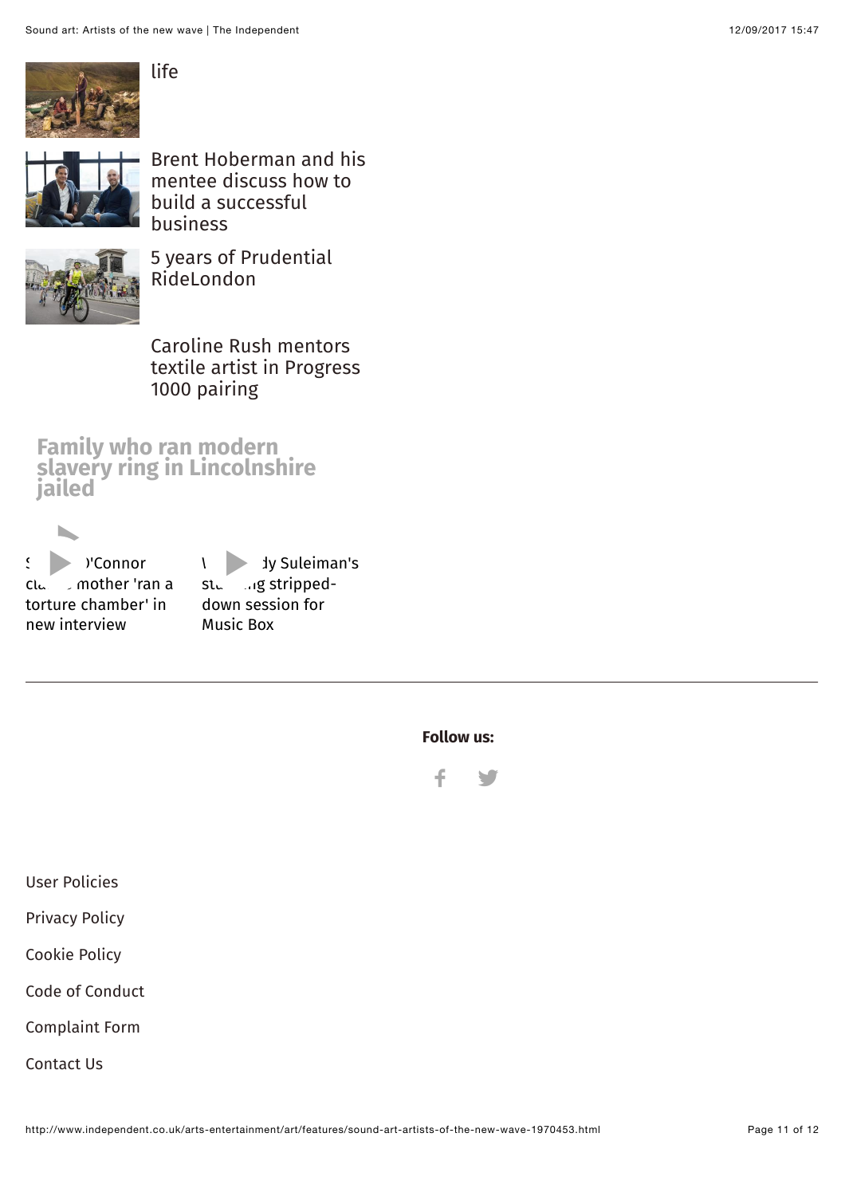life

Brent Hoberman and his mentee discuss how to build a successful business

5 years of Prudential RideLondon

Caroline Rush mentors textile artist in Progress 1000 pairing

**Family who ran modern slavery ring in Lincolnshire jailed**

S )'Connor cla mother 'ran a torture chamber' in new interview

\ dy Suleiman's st ng stripped-down session for Music Box

---

**Follow us:**

User Policies

Privacy Policy

Cookie Policy

Code of Conduct

Complaint Form

Contact Us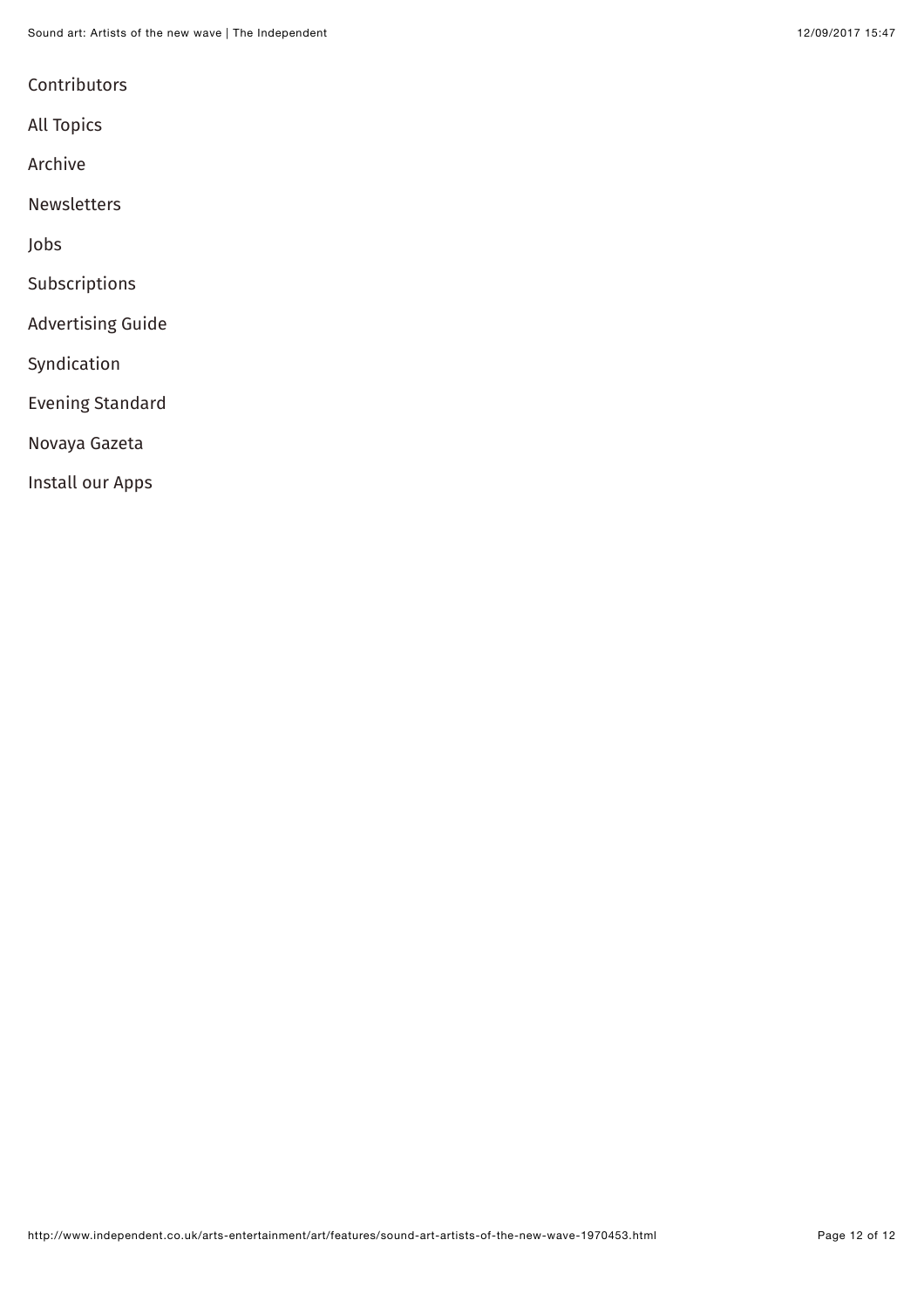Contributors

All Topics

Archive

Newsletters

Jobs

Subscriptions

Advertising Guide

Syndication

Evening Standard

Novaya Gazeta

Install our Apps